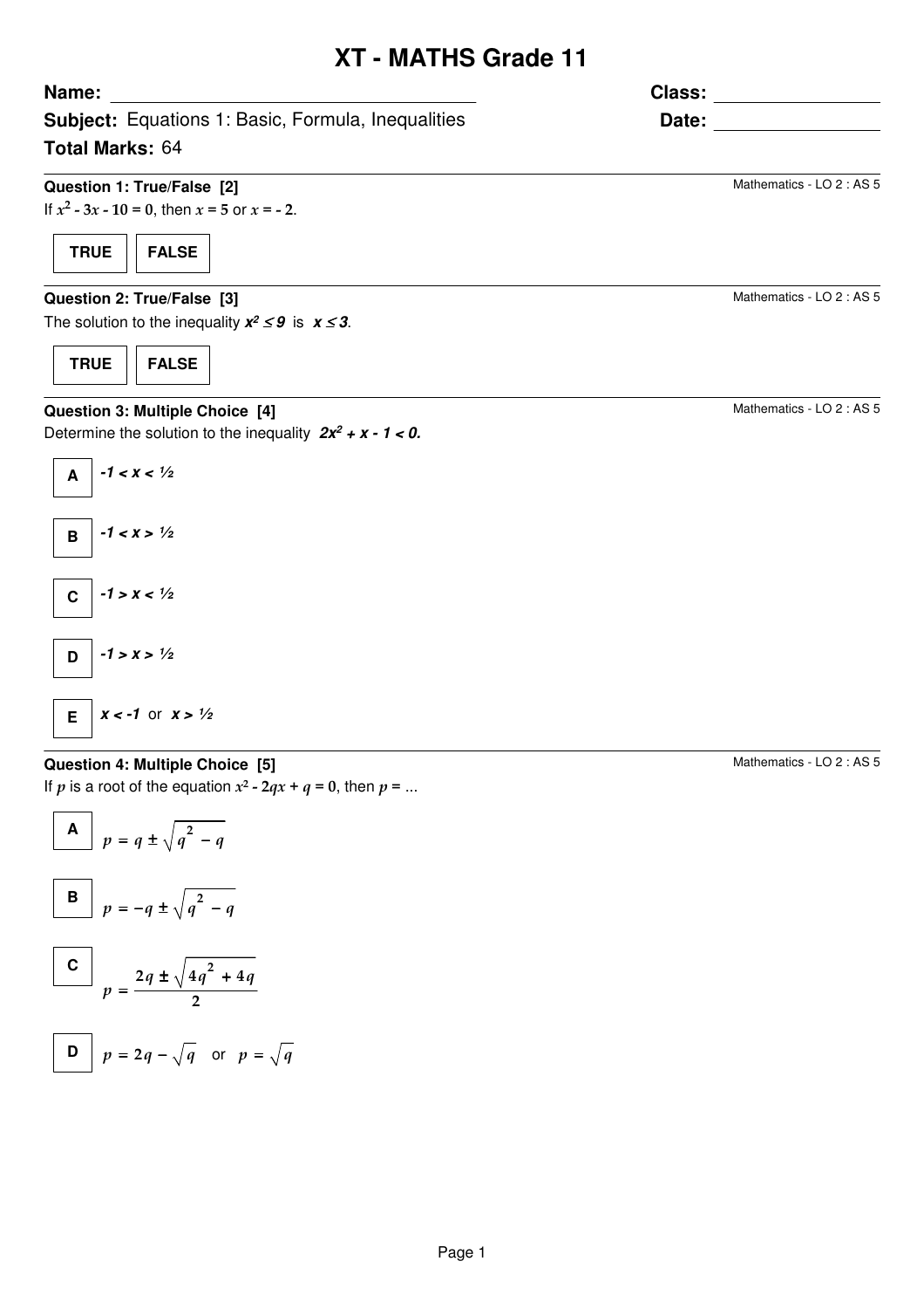# XT - MATHS Grade 11

**Name:** ______________________ **Class:** ______________

**Subject:** Equations 1: Basic, Formula, Inequalities **Date:** ______________

**Total Marks:** 64

### Question 1: True/False [2]

Mathematics - LO 2 : AS 5

If $x^2 - 3x - 10 = 0$, then $x = 5$ or $x = -2$.

TRUE | FALSE

### Question 2: True/False [3]

Mathematics - LO 2 : AS 5

The solution to the inequality $x^2 \leq 9$ is $x \leq 3$.

TRUE | FALSE

### Question 3: Multiple Choice [4]

Mathematics - LO 2 : AS 5

Determine the solution to the inequality $2x^2 + x - 1 < 0$.

- **A** $-1 < x < ½$
- **B** $-1 < x > ½$
- **C** $-1 > x < ½$
- **D** $-1 > x > ½$
- **E** $x < -1$ or $x > ½$

### Question 4: Multiple Choice [5]

Mathematics - LO 2 : AS 5

If $p$ is a root of the equation $x^2 - 2qx + q = 0$, then $p = ...$

- **A** $p = q \pm \sqrt{q^2 - q}$
- **B** $p = -q \pm \sqrt{q^2 - q}$
- **C** $p = \dfrac{2q \pm \sqrt{4q^2 + 4q}}{2}$
- **D** $p = 2q - \sqrt{q}$ or $p = \sqrt{q}$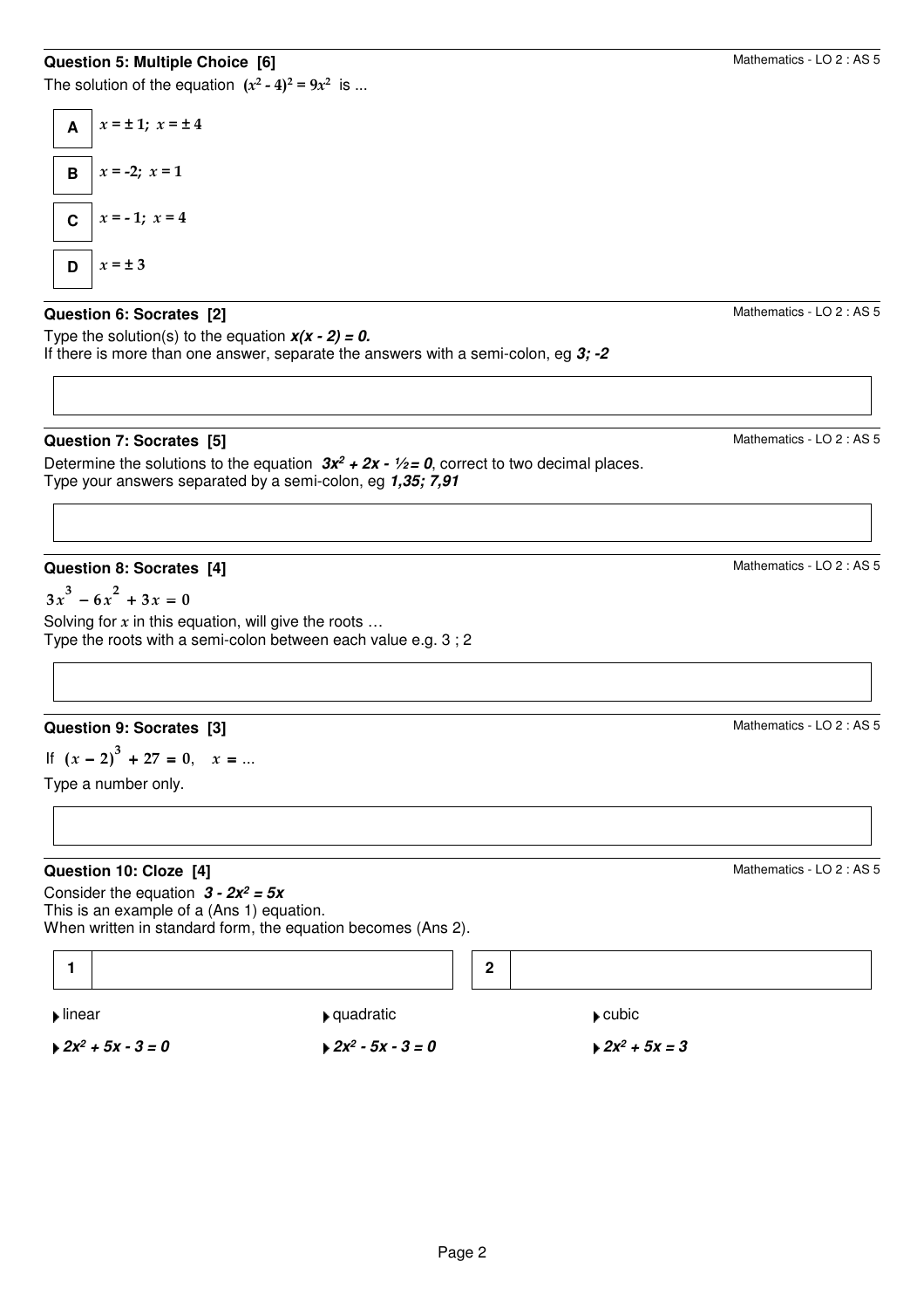### Question 5: Multiple Choice [6]

Mathematics - LO 2 : AS 5

The solution of the equation $(x^2 - 4)^2 = 9x^2$ is ...

| | |
|---|---|
| **A** | $x = \pm 1;\ x = \pm 4$ |
| **B** | $x = -2;\ x = 1$ |
| **C** | $x = -1;\ x = 4$ |
| **D** | $x = \pm 3$ |

### Question 6: Socrates [2]

Mathematics - LO 2 : AS 5

Type the solution(s) to the equation $x(x - 2) = 0$.
If there is more than one answer, separate the answers with a semi-colon, eg ***3; -2***

### Question 7: Socrates [5]

Mathematics - LO 2 : AS 5

Determine the solutions to the equation $3x^2 + 2x - \frac{1}{2} = 0$, correct to two decimal places.
Type your answers separated by a semi-colon, eg ***1,35; 7,91***

### Question 8: Socrates [4]

Mathematics - LO 2 : AS 5

$$3x^3 - 6x^2 + 3x = 0$$

Solving for $x$ in this equation, will give the roots …
Type the roots with a semi-colon between each value e.g. 3 ; 2

### Question 9: Socrates [3]

Mathematics - LO 2 : AS 5

If $(x - 2)^3 + 27 = 0$, $x = ...$
Type a number only.

### Question 10: Cloze [4]

Mathematics - LO 2 : AS 5

Consider the equation $3 - 2x^2 = 5x$
This is an example of a (Ans 1) equation.
When written in standard form, the equation becomes (Ans 2).

| **1** | | **2** | |
|---|---|---|---|

- linear
- quadratic
- cubic
- $2x^2 + 5x - 3 = 0$
- $2x^2 - 5x - 3 = 0$
- $2x^2 + 5x = 3$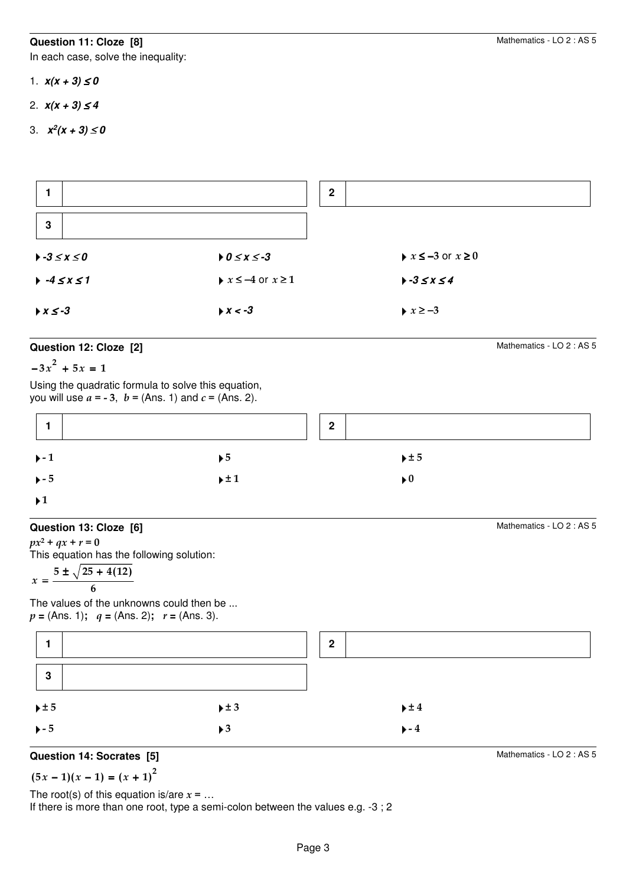**Question 11: Cloze [8]**

Mathematics - LO 2 : AS 5

In each case, solve the inequality:

1. $x(x + 3) \leq 0$
2. $x(x + 3) \leq 4$
3. $x^2(x + 3) \leq 0$

| 1 | | 2 | |
|---|---|---|---|
| 3 | | | |

- $-3 \leq x \leq 0$
- $0 \leq x \leq -3$
- $x \leq -3$ or $x \geq 0$
- $-4 \leq x \leq 1$
- $x \leq -4$ or $x \geq 1$
- $-3 \leq x \leq 4$
- $x \leq -3$
- $x < -3$
- $x \geq -3$

**Question 12: Cloze [2]**

Mathematics - LO 2 : AS 5

$-3x^2 + 5x = 1$

Using the quadratic formula to solve this equation, you will use $a = -3$, $b =$ (Ans. 1) and $c =$ (Ans. 2).

| 1 | | 2 | |
|---|---|---|---|

- $-1$
- $5$
- $\pm 5$
- $-5$
- $\pm 1$
- $0$
- $1$

**Question 13: Cloze [6]**

Mathematics - LO 2 : AS 5

$px^2 + qx + r = 0$

This equation has the following solution:

$$x = \frac{5 \pm \sqrt{25 + 4(12)}}{6}$$

The values of the unknowns could then be ...
$p =$ (Ans. 1); $q =$ (Ans. 2); $r =$ (Ans. 3).

| 1 | | 2 | |
|---|---|---|---|
| 3 | | | |

- $\pm 5$
- $\pm 3$
- $\pm 4$
- $-5$
- $3$
- $-4$

**Question 14: Socrates [5]**

Mathematics - LO 2 : AS 5

$(5x - 1)(x - 1) = (x + 1)^2$

The root(s) of this equation is/are $x = \ldots$
If there is more than one root, type a semi-colon between the values e.g. -3 ; 2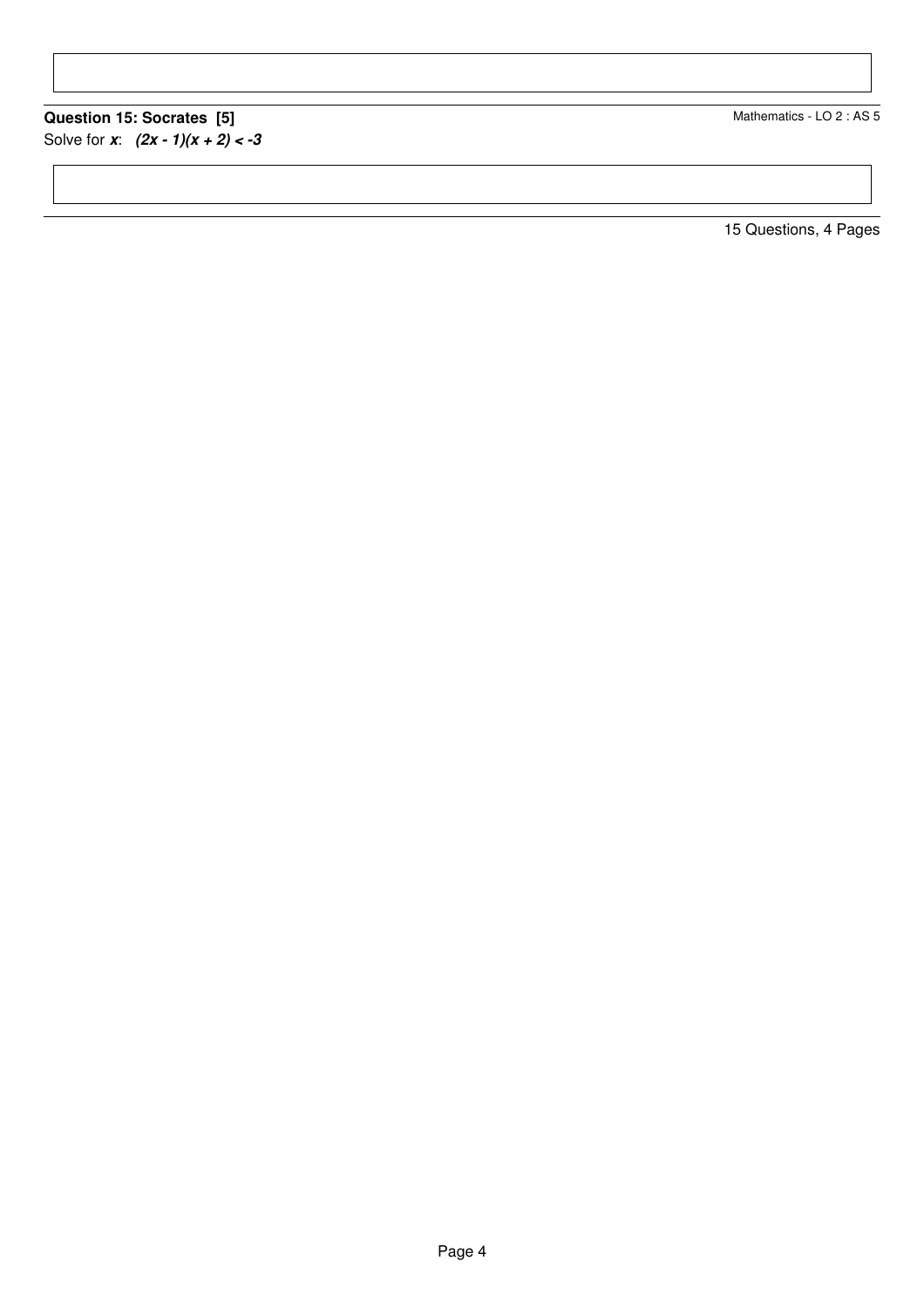**Question 15: Socrates [5]**

Mathematics - LO 2 : AS 5

Solve for ***x***: $(2x - 1)(x + 2) < -3$

15 Questions, 4 Pages